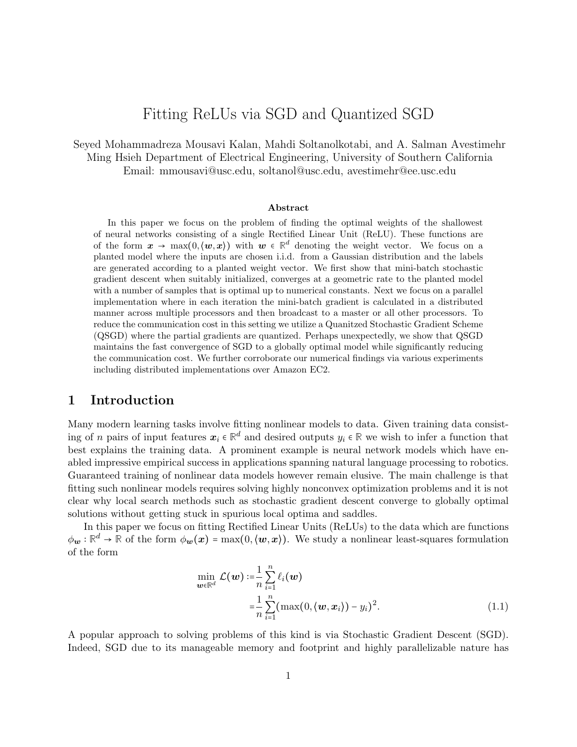# Fitting ReLUs via SGD and Quantized SGD

Seyed Mohammadreza Mousavi Kalan, Mahdi Soltanolkotabi, and A. Salman Avestimehr
Ming Hsieh Department of Electrical Engineering, University of Southern California
Email: mmousavi@usc.edu, soltanol@usc.edu, avestimehr@ee.usc.edu

### Abstract

In this paper we focus on the problem of finding the optimal weights of the shallowest of neural networks consisting of a single Rectified Linear Unit (ReLU). These functions are of the form $\boldsymbol{x} \to \max(0, \langle \boldsymbol{w}, \boldsymbol{x} \rangle)$ with $\boldsymbol{w} \in \mathbb{R}^d$ denoting the weight vector. We focus on a planted model where the inputs are chosen i.i.d. from a Gaussian distribution and the labels are generated according to a planted weight vector. We first show that mini-batch stochastic gradient descent when suitably initialized, converges at a geometric rate to the planted model with a number of samples that is optimal up to numerical constants. Next we focus on a parallel implementation where in each iteration the mini-batch gradient is calculated in a distributed manner across multiple processors and then broadcast to a master or all other processors. To reduce the communication cost in this setting we utilize a Quanitzed Stochastic Gradient Scheme (QSGD) where the partial gradients are quantized. Perhaps unexpectedly, we show that QSGD maintains the fast convergence of SGD to a globally optimal model while significantly reducing the communication cost. We further corroborate our numerical findings via various experiments including distributed implementations over Amazon EC2.

## 1 Introduction

Many modern learning tasks involve fitting nonlinear models to data. Given training data consisting of $n$ pairs of input features $\boldsymbol{x}_i \in \mathbb{R}^d$ and desired outputs $y_i \in \mathbb{R}$ we wish to infer a function that best explains the training data. A prominent example is neural network models which have enabled impressive empirical success in applications spanning natural language processing to robotics. Guaranteed training of nonlinear data models however remain elusive. The main challenge is that fitting such nonlinear models requires solving highly nonconvex optimization problems and it is not clear why local search methods such as stochastic gradient descent converge to globally optimal solutions without getting stuck in spurious local optima and saddles.

In this paper we focus on fitting Rectified Linear Units (ReLUs) to the data which are functions $\phi_{\boldsymbol{w}} : \mathbb{R}^d \to \mathbb{R}$ of the form $\phi_{\boldsymbol{w}}(\boldsymbol{x}) = \max(0, \langle \boldsymbol{w}, \boldsymbol{x} \rangle)$. We study a nonlinear least-squares formulation of the form

$$
\begin{aligned}
\min_{\boldsymbol{w} \in \mathbb{R}^d} \mathcal{L}(\boldsymbol{w}) :=& \frac{1}{n} \sum_{i=1}^{n} \ell_i(\boldsymbol{w}) \\
=& \frac{1}{n} \sum_{i=1}^{n} (\max(0, \langle \boldsymbol{w}, \boldsymbol{x}_i \rangle) - y_i)^2. \qquad (1.1)
\end{aligned}
$$

A popular approach to solving problems of this kind is via Stochastic Gradient Descent (SGD). Indeed, SGD due to its manageable memory and footprint and highly parallelizable nature has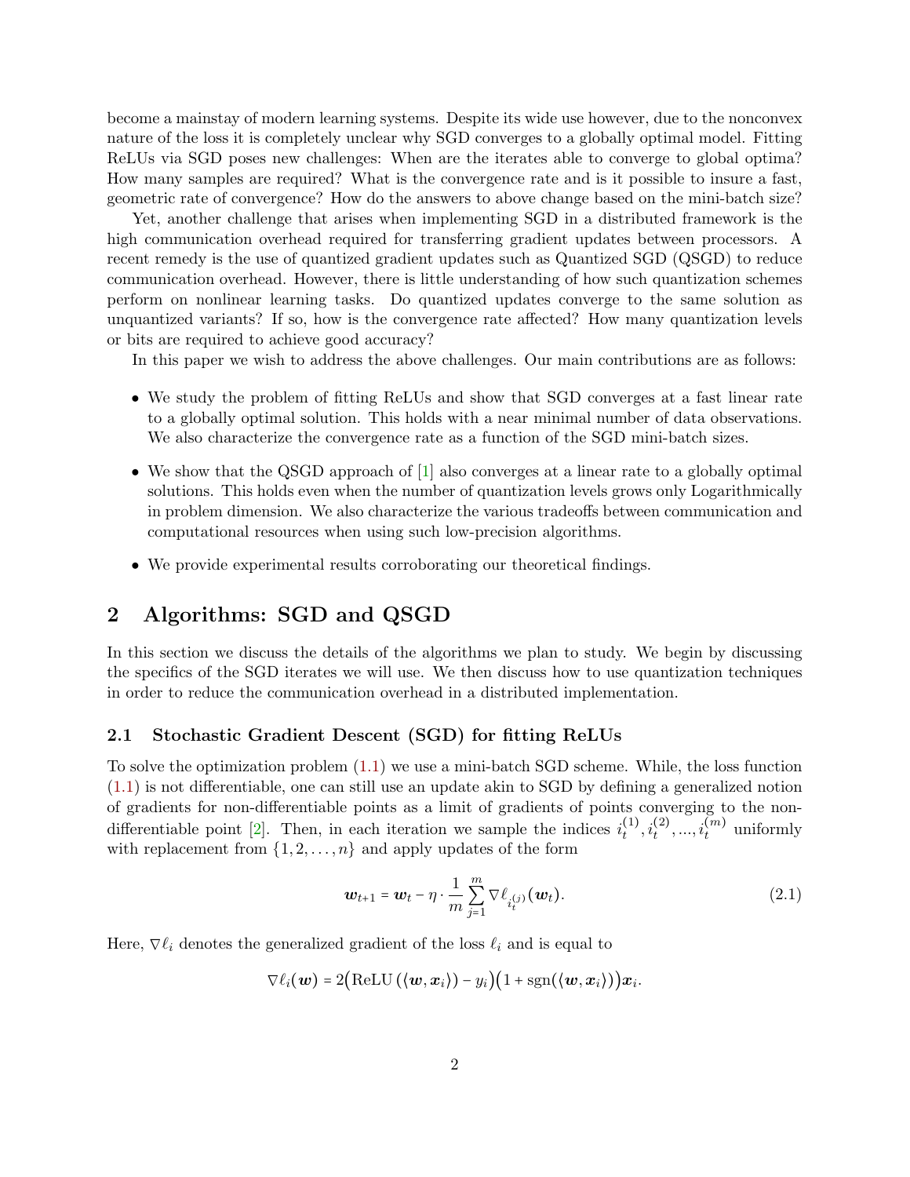become a mainstay of modern learning systems. Despite its wide use however, due to the nonconvex nature of the loss it is completely unclear why SGD converges to a globally optimal model. Fitting ReLUs via SGD poses new challenges: When are the iterates able to converge to global optima? How many samples are required? What is the convergence rate and is it possible to insure a fast, geometric rate of convergence? How do the answers to above change based on the mini-batch size?

Yet, another challenge that arises when implementing SGD in a distributed framework is the high communication overhead required for transferring gradient updates between processors. A recent remedy is the use of quantized gradient updates such as Quantized SGD (QSGD) to reduce communication overhead. However, there is little understanding of how such quantization schemes perform on nonlinear learning tasks. Do quantized updates converge to the same solution as unquantized variants? If so, how is the convergence rate affected? How many quantization levels or bits are required to achieve good accuracy?

In this paper we wish to address the above challenges. Our main contributions are as follows:

- We study the problem of fitting ReLUs and show that SGD converges at a fast linear rate to a globally optimal solution. This holds with a near minimal number of data observations. We also characterize the convergence rate as a function of the SGD mini-batch sizes.
- We show that the QSGD approach of [1] also converges at a linear rate to a globally optimal solutions. This holds even when the number of quantization levels grows only Logarithmically in problem dimension. We also characterize the various tradeoffs between communication and computational resources when using such low-precision algorithms.
- We provide experimental results corroborating our theoretical findings.

## 2 Algorithms: SGD and QSGD

In this section we discuss the details of the algorithms we plan to study. We begin by discussing the specifics of the SGD iterates we will use. We then discuss how to use quantization techniques in order to reduce the communication overhead in a distributed implementation.

### 2.1 Stochastic Gradient Descent (SGD) for fitting ReLUs

To solve the optimization problem (1.1) we use a mini-batch SGD scheme. While, the loss function (1.1) is not differentiable, one can still use an update akin to SGD by defining a generalized notion of gradients for non-differentiable points as a limit of gradients of points converging to the non-differentiable point [2]. Then, in each iteration we sample the indices $i_t^{(1)}, i_t^{(2)}, ..., i_t^{(m)}$ uniformly with replacement from $\{1, 2, \ldots, n\}$ and apply updates of the form

$$\boldsymbol{w}_{t+1} = \boldsymbol{w}_t - \eta \cdot \frac{1}{m} \sum_{j=1}^{m} \nabla \ell_{i_t^{(j)}}(\boldsymbol{w}_t). \tag{2.1}$$

Here, $\nabla \ell_i$ denotes the generalized gradient of the loss $\ell_i$ and is equal to

$$\nabla \ell_i(\boldsymbol{w}) = 2\big(\text{ReLU}\left(\langle \boldsymbol{w}, \boldsymbol{x}_i \rangle\right) - y_i\big)\big(1 + \text{sgn}(\langle \boldsymbol{w}, \boldsymbol{x}_i \rangle)\big)\boldsymbol{x}_i.$$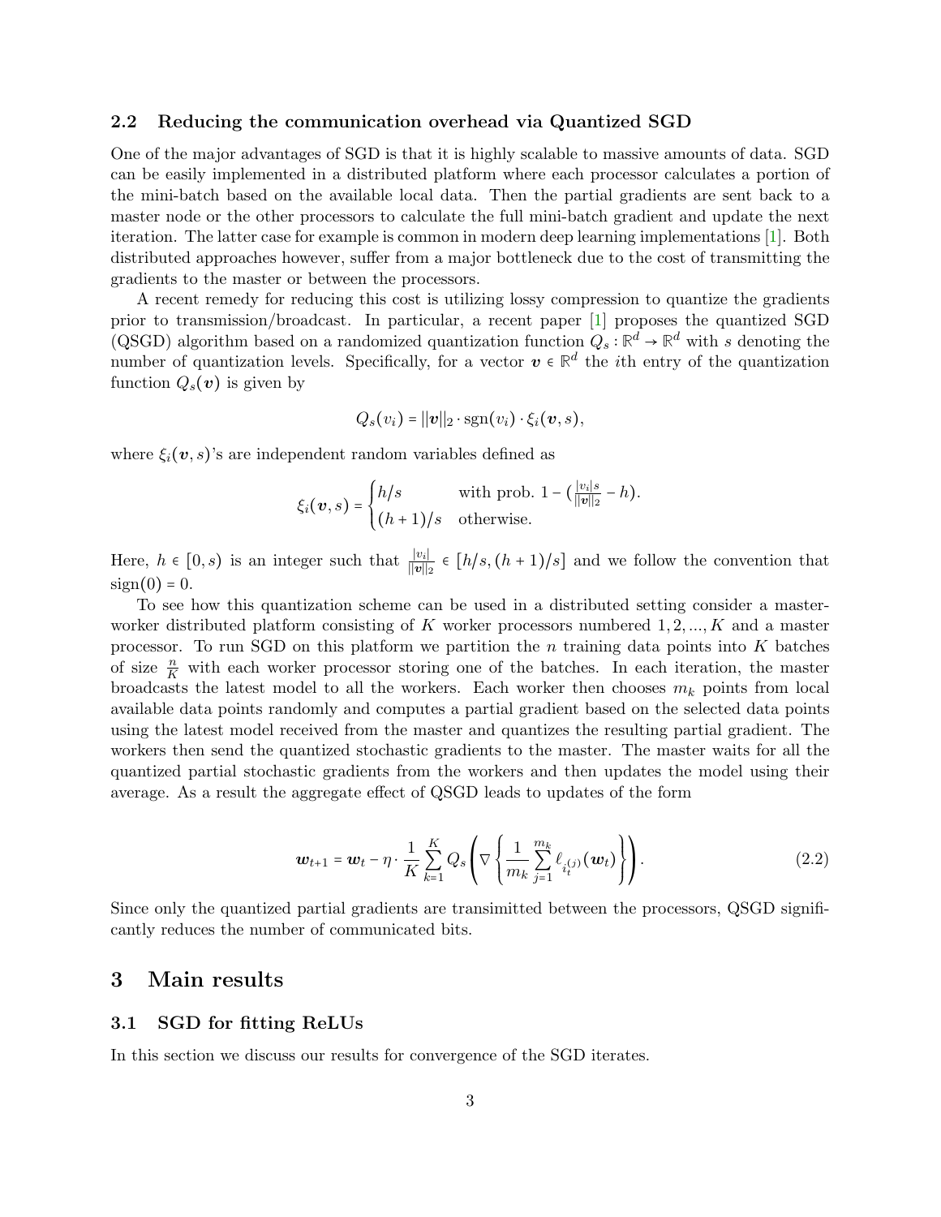### 2.2 Reducing the communication overhead via Quantized SGD

One of the major advantages of SGD is that it is highly scalable to massive amounts of data. SGD can be easily implemented in a distributed platform where each processor calculates a portion of the mini-batch based on the available local data. Then the partial gradients are sent back to a master node or the other processors to calculate the full mini-batch gradient and update the next iteration. The latter case for example is common in modern deep learning implementations [1]. Both distributed approaches however, suffer from a major bottleneck due to the cost of transmitting the gradients to the master or between the processors.

A recent remedy for reducing this cost is utilizing lossy compression to quantize the gradients prior to transmission/broadcast. In particular, a recent paper [1] proposes the quantized SGD (QSGD) algorithm based on a randomized quantization function $Q_s : \mathbb{R}^d \to \mathbb{R}^d$ with $s$ denoting the number of quantization levels. Specifically, for a vector $\boldsymbol{v} \in \mathbb{R}^d$ the $i$th entry of the quantization function $Q_s(\boldsymbol{v})$ is given by

$$Q_s(v_i) = \|\boldsymbol{v}\|_2 \cdot \text{sgn}(v_i) \cdot \xi_i(\boldsymbol{v}, s),$$

where $\xi_i(\boldsymbol{v}, s)$'s are independent random variables defined as

$$\xi_i(\boldsymbol{v}, s) = \begin{cases} h/s & \text{with prob. } 1 - (\frac{|v_i| s}{\|\boldsymbol{v}\|_2} - h). \\ (h+1)/s & \text{otherwise.} \end{cases}$$

Here, $h \in [0, s)$ is an integer such that $\frac{|v_i|}{\|\boldsymbol{v}\|_2} \in [h/s, (h+1)/s]$ and we follow the convention that $\text{sign}(0) = 0$.

To see how this quantization scheme can be used in a distributed setting consider a master-worker distributed platform consisting of $K$ worker processors numbered $1, 2, ..., K$ and a master processor. To run SGD on this platform we partition the $n$ training data points into $K$ batches of size $\frac{n}{K}$ with each worker processor storing one of the batches. In each iteration, the master broadcasts the latest model to all the workers. Each worker then chooses $m_k$ points from local available data points randomly and computes a partial gradient based on the selected data points using the latest model received from the master and quantizes the resulting partial gradient. The workers then send the quantized stochastic gradients to the master. The master waits for all the quantized partial stochastic gradients from the workers and then updates the model using their average. As a result the aggregate effect of QSGD leads to updates of the form

$$\boldsymbol{w}_{t+1} = \boldsymbol{w}_t - \eta \cdot \frac{1}{K} \sum_{k=1}^{K} Q_s \left( \nabla \left\{ \frac{1}{m_k} \sum_{j=1}^{m_k} \ell_{i_t^{(j)}}(\boldsymbol{w}_t) \right\} \right). \tag{2.2}$$

Since only the quantized partial gradients are transimitted between the processors, QSGD significantly reduces the number of communicated bits.

# 3 Main results

### 3.1 SGD for fitting ReLUs

In this section we discuss our results for convergence of the SGD iterates.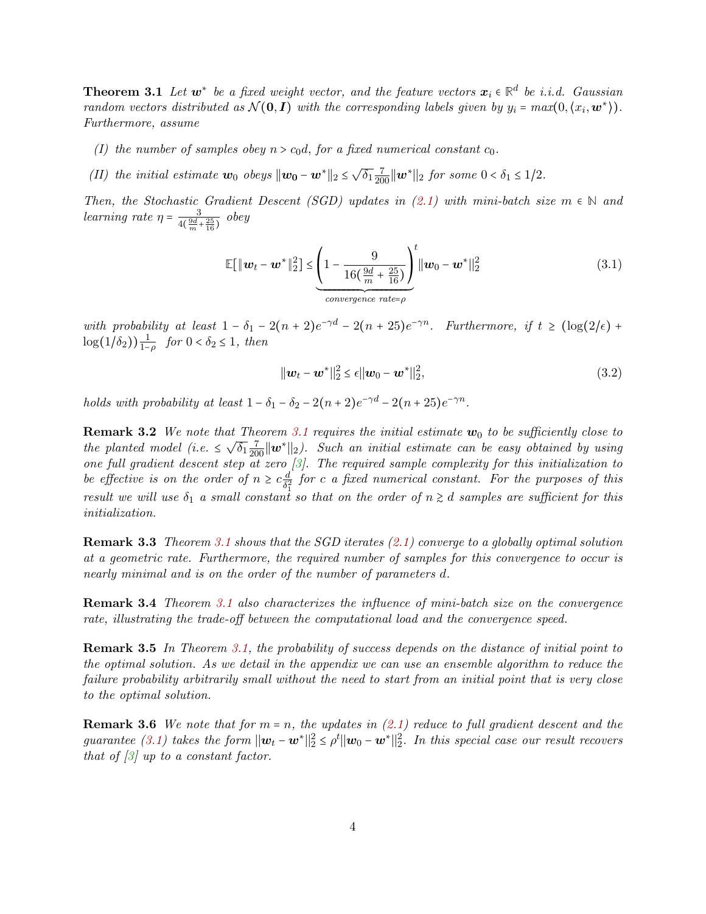**Theorem 3.1** *Let $\boldsymbol{w}^*$ be a fixed weight vector, and the feature vectors $\boldsymbol{x}_i \in \mathbb{R}^d$ be i.i.d. Gaussian random vectors distributed as $\mathcal{N}(\boldsymbol{0}, \boldsymbol{I})$ with the corresponding labels given by $y_i = max(0, \langle x_i, \boldsymbol{w}^* \rangle)$. Furthermore, assume*

*(I) the number of samples obey $n > c_0 d$, for a fixed numerical constant $c_0$.*

*(II) the initial estimate $\boldsymbol{w}_0$ obeys $\|\boldsymbol{w_0} - \boldsymbol{w}^*\|_2 \le \sqrt{\delta_1}\frac{7}{200}\|\boldsymbol{w}^*\|_2$ for some $0 < \delta_1 \le 1/2$.*

*Then, the Stochastic Gradient Descent (SGD) updates in (2.1) with mini-batch size $m \in \mathbb{N}$ and learning rate $\eta = \frac{3}{4(\frac{9d}{m} + \frac{25}{16})}$ obey*

$$\mathbb{E}[\|\boldsymbol{w}_t - \boldsymbol{w}^*\|_2^2] \le \underbrace{\left(1 - \frac{9}{16(\frac{9d}{m} + \frac{25}{16})}\right)}_{\text{convergence rate}=\rho}^t \|\boldsymbol{w}_0 - \boldsymbol{w}^*\|_2^2 \tag{3.1}$$

*with probability at least $1 - \delta_1 - 2(n+2)e^{-\gamma d} - 2(n+25)e^{-\gamma n}$. Furthermore, if $t \ge (\log(2/\epsilon) + \log(1/\delta_2))\frac{1}{1-\rho}$ for $0 < \delta_2 \le 1$, then*

$$\|\boldsymbol{w}_t - \boldsymbol{w}^*\|_2^2 \le \epsilon \|\boldsymbol{w}_0 - \boldsymbol{w}^*\|_2^2, \tag{3.2}$$

*holds with probability at least $1 - \delta_1 - \delta_2 - 2(n+2)e^{-\gamma d} - 2(n+25)e^{-\gamma n}$.*

**Remark 3.2** *We note that Theorem 3.1 requires the initial estimate $\boldsymbol{w}_0$ to be sufficiently close to the planted model (i.e. $\le \sqrt{\delta_1}\frac{7}{200}\|\boldsymbol{w}^*\|_2$). Such an initial estimate can be easy obtained by using one full gradient descent step at zero [3]. The required sample complexity for this initialization to be effective is on the order of $n \ge c\frac{d}{\delta_1^2}$ for $c$ a fixed numerical constant. For the purposes of this result we will use $\delta_1$ a small constant so that on the order of $n \gtrsim d$ samples are sufficient for this initialization.*

**Remark 3.3** *Theorem 3.1 shows that the SGD iterates (2.1) converge to a globally optimal solution at a geometric rate. Furthermore, the required number of samples for this convergence to occur is nearly minimal and is on the order of the number of parameters $d$.*

**Remark 3.4** *Theorem 3.1 also characterizes the influence of mini-batch size on the convergence rate, illustrating the trade-off between the computational load and the convergence speed.*

**Remark 3.5** *In Theorem 3.1, the probability of success depends on the distance of initial point to the optimal solution. As we detail in the appendix we can use an ensemble algorithm to reduce the failure probability arbitrarily small without the need to start from an initial point that is very close to the optimal solution.*

**Remark 3.6** *We note that for $m = n$, the updates in (2.1) reduce to full gradient descent and the guarantee (3.1) takes the form $\|\boldsymbol{w}_t - \boldsymbol{w}^*\|_2^2 \le \rho^t \|\boldsymbol{w}_0 - \boldsymbol{w}^*\|_2^2$. In this special case our result recovers that of [3] up to a constant factor.*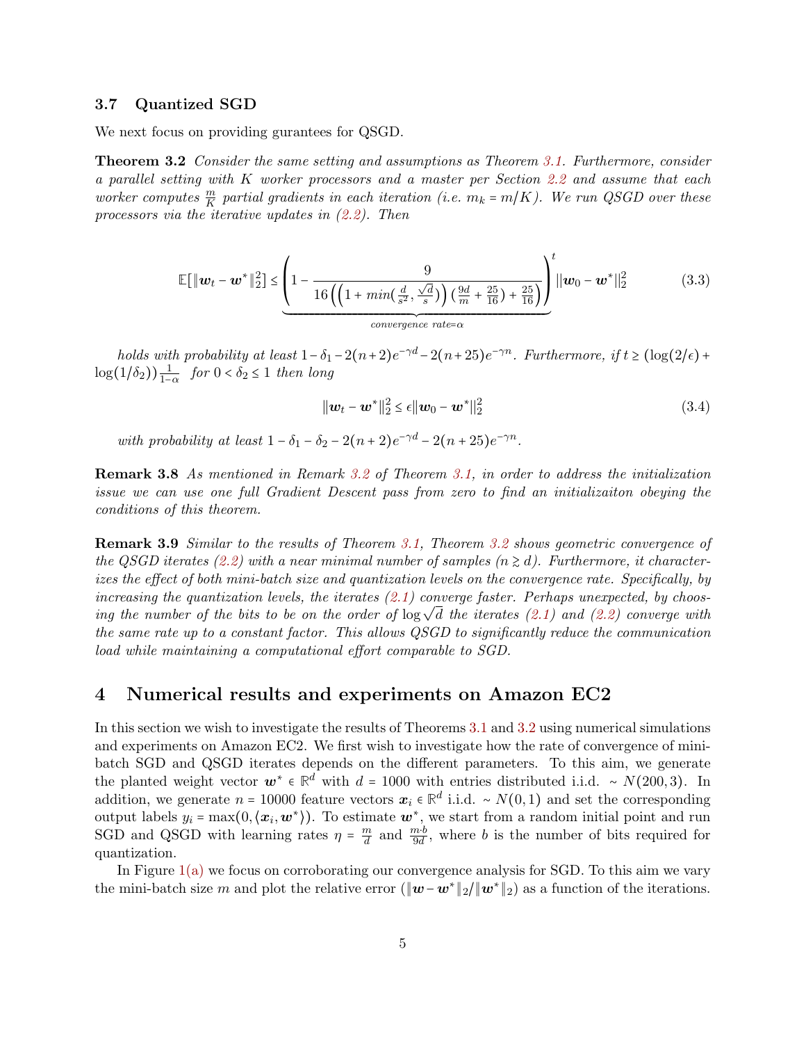### 3.7 Quantized SGD

We next focus on providing gurantees for QSGD.

**Theorem 3.2** *Consider the same setting and assumptions as Theorem 3.1. Furthermore, consider a parallel setting with $K$ worker processors and a master per Section 2.2 and assume that each worker computes $\frac{m}{K}$ partial gradients in each iteration (i.e. $m_k = m/K$). We run QSGD over these processors via the iterative updates in (2.2). Then*

$$\mathbb{E}[\|\boldsymbol{w}_t - \boldsymbol{w}^*\|_2^2] \le \underbrace{\left(1 - \frac{9}{16\left(\left(1 + min(\frac{d}{s^2}, \frac{\sqrt{d}}{s})\right)\left(\frac{9d}{m} + \frac{25}{16}\right) + \frac{25}{16}\right)}\right)}_{convergence\ rate=\alpha}^{t} \|\boldsymbol{w}_0 - \boldsymbol{w}^*\|_2^2 \tag{3.3}$$

*holds with probability at least $1 - \delta_1 - 2(n+2)e^{-\gamma d} - 2(n+25)e^{-\gamma n}$. Furthermore, if $t \ge (\log(2/\epsilon) + \log(1/\delta_2))\frac{1}{1-\alpha}$ for $0 < \delta_2 \le 1$ then long*

$$\|\boldsymbol{w}_t - \boldsymbol{w}^*\|_2^2 \le \epsilon \|\boldsymbol{w}_0 - \boldsymbol{w}^*\|_2^2 \tag{3.4}$$

*with probability at least $1 - \delta_1 - \delta_2 - 2(n+2)e^{-\gamma d} - 2(n+25)e^{-\gamma n}$.*

**Remark 3.8** *As mentioned in Remark 3.2 of Theorem 3.1, in order to address the initialization issue we can use one full Gradient Descent pass from zero to find an initializaiton obeying the conditions of this theorem.*

**Remark 3.9** *Similar to the results of Theorem 3.1, Theorem 3.2 shows geometric convergence of the QSGD iterates (2.2) with a near minimal number of samples ($n \gtrsim d$). Furthermore, it characterizes the effect of both mini-batch size and quantization levels on the convergence rate. Specifically, by increasing the quantization levels, the iterates (2.1) converge faster. Perhaps unexpected, by choosing the number of the bits to be on the order of $\log \sqrt{d}$ the iterates (2.1) and (2.2) converge with the same rate up to a constant factor. This allows QSGD to significantly reduce the communication load while maintaining a computational effort comparable to SGD.*

## 4 Numerical results and experiments on Amazon EC2

In this section we wish to investigate the results of Theorems 3.1 and 3.2 using numerical simulations and experiments on Amazon EC2. We first wish to investigate how the rate of convergence of mini-batch SGD and QSGD iterates depends on the different parameters. To this aim, we generate the planted weight vector $\boldsymbol{w}^* \in \mathbb{R}^d$ with $d = 1000$ with entries distributed i.i.d. $\sim N(200, 3)$. In addition, we generate $n = 10000$ feature vectors $\boldsymbol{x}_i \in \mathbb{R}^d$ i.i.d. $\sim N(0,1)$ and set the corresponding output labels $y_i = \max(0, \langle \boldsymbol{x}_i, \boldsymbol{w}^* \rangle)$. To estimate $\boldsymbol{w}^*$, we start from a random initial point and run SGD and QSGD with learning rates $\eta = \frac{m}{d}$ and $\frac{m \cdot b}{9d}$, where $b$ is the number of bits required for quantization.

In Figure 1(a) we focus on corroborating our convergence analysis for SGD. To this aim we vary the mini-batch size $m$ and plot the relative error ($\|\boldsymbol{w} - \boldsymbol{w}^*\|_2 / \|\boldsymbol{w}^*\|_2$) as a function of the iterations.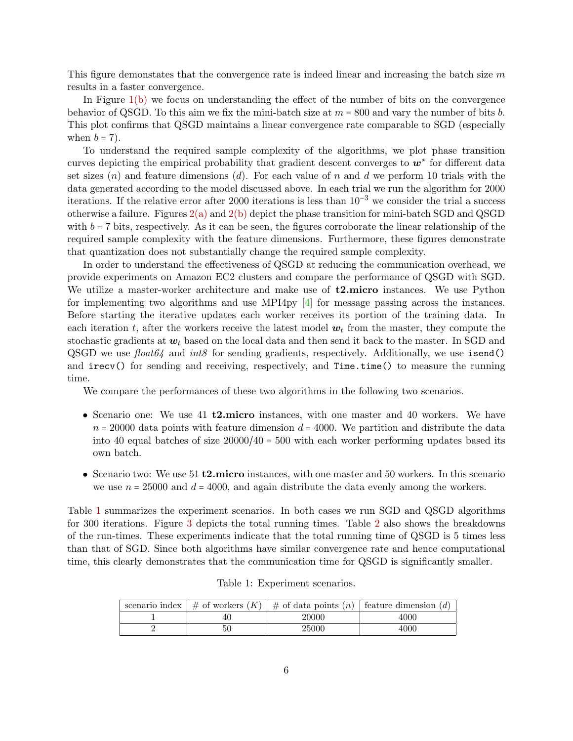This figure demonstates that the convergence rate is indeed linear and increasing the batch size $m$ results in a faster convergence.

In Figure 1(b) we focus on understanding the effect of the number of bits on the convergence behavior of QSGD. To this aim we fix the mini-batch size at $m = 800$ and vary the number of bits $b$. This plot confirms that QSGD maintains a linear convergence rate comparable to SGD (especially when $b = 7$).

To understand the required sample complexity of the algorithms, we plot phase transition curves depicting the empirical probability that gradient descent converges to $\boldsymbol{w}^*$ for different data set sizes ($n$) and feature dimensions ($d$). For each value of $n$ and $d$ we perform 10 trials with the data generated according to the model discussed above. In each trial we run the algorithm for 2000 iterations. If the relative error after 2000 iterations is less than $10^{-3}$ we consider the trial a success otherwise a failure. Figures 2(a) and 2(b) depict the phase transition for mini-batch SGD and QSGD with $b = 7$ bits, respectively. As it can be seen, the figures corroborate the linear relationship of the required sample complexity with the feature dimensions. Furthermore, these figures demonstrate that quantization does not substantially change the required sample complexity.

In order to understand the effectiveness of QSGD at reducing the communication overhead, we provide experiments on Amazon EC2 clusters and compare the performance of QSGD with SGD. We utilize a master-worker architecture and make use of **t2.micro** instances. We use Python for implementing two algorithms and use MPI4py [4] for message passing across the instances. Before starting the iterative updates each worker receives its portion of the training data. In each iteration $t$, after the workers receive the latest model $\boldsymbol{w}_t$ from the master, they compute the stochastic gradients at $\boldsymbol{w}_t$ based on the local data and then send it back to the master. In SGD and QSGD we use *float64* and *int8* for sending gradients, respectively. Additionally, we use `isend()` and `irecv()` for sending and receiving, respectively, and `Time.time()` to measure the running time.

We compare the performances of these two algorithms in the following two scenarios.

- Scenario one: We use 41 **t2.micro** instances, with one master and 40 workers. We have $n = 20000$ data points with feature dimension $d = 4000$. We partition and distribute the data into 40 equal batches of size $20000/40 = 500$ with each worker performing updates based its own batch.
- Scenario two: We use 51 **t2.micro** instances, with one master and 50 workers. In this scenario we use $n = 25000$ and $d = 4000$, and again distribute the data evenly among the workers.

Table 1 summarizes the experiment scenarios. In both cases we run SGD and QSGD algorithms for 300 iterations. Figure 3 depicts the total running times. Table 2 also shows the breakdowns of the run-times. These experiments indicate that the total running time of QSGD is 5 times less than that of SGD. Since both algorithms have similar convergence rate and hence computational time, this clearly demonstrates that the communication time for QSGD is significantly smaller.

Table 1: Experiment scenarios.

| scenario index | # of workers ($K$) | # of data points ($n$) | feature dimension ($d$) |
|---|---|---|---|
| 1 | 40 | 20000 | 4000 |
| 2 | 50 | 25000 | 4000 |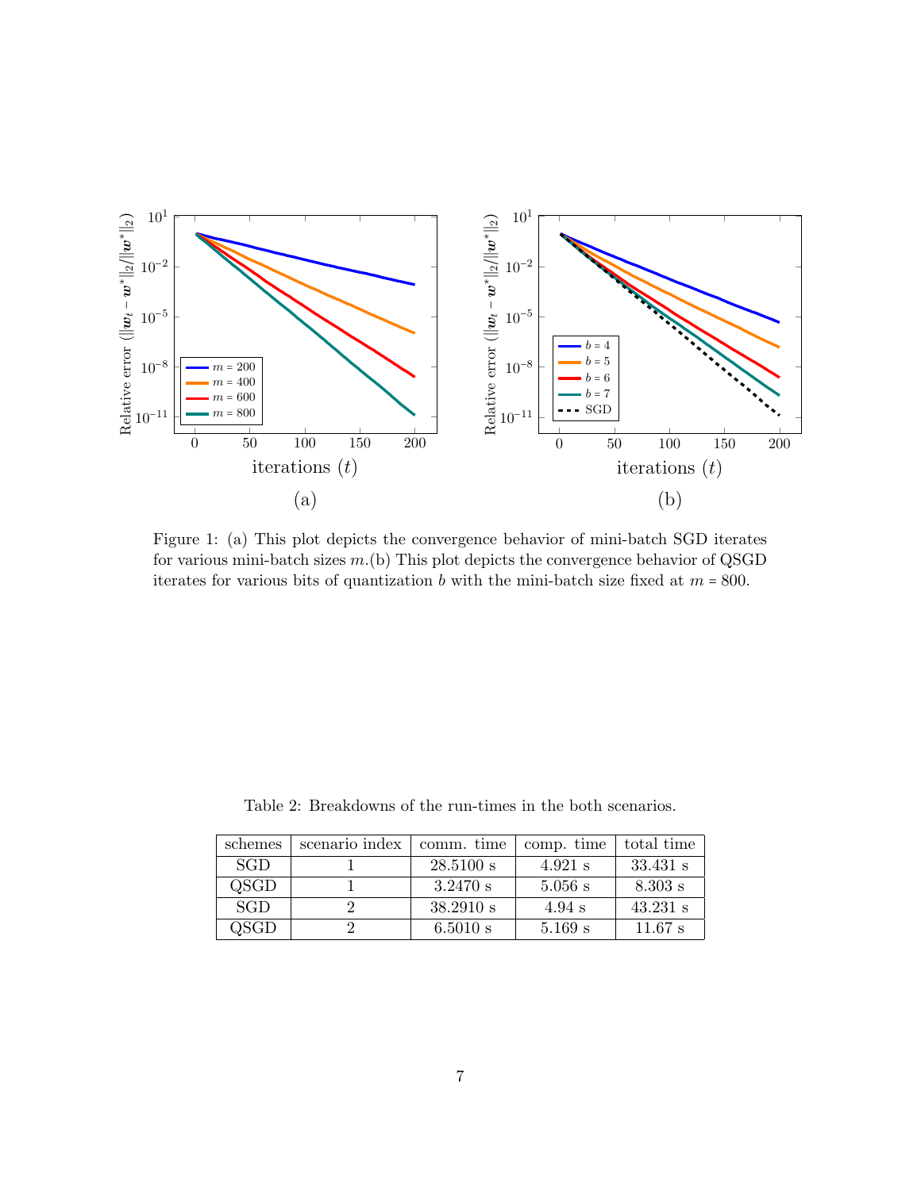Figure 1: (a) This plot depicts the convergence behavior of mini-batch SGD iterates for various mini-batch sizes $m$.(b) This plot depicts the convergence behavior of QSGD iterates for various bits of quantization $b$ with the mini-batch size fixed at $m = 800$.

Table 2: Breakdowns of the run-times in the both scenarios.

| schemes | scenario index | comm. time | comp. time | total time |
|---|---|---|---|---|
| SGD | 1 | 28.5100 s | 4.921 s | 33.431 s |
| QSGD | 1 | 3.2470 s | 5.056 s | 8.303 s |
| SGD | 2 | 38.2910 s | 4.94 s | 43.231 s |
| QSGD | 2 | 6.5010 s | 5.169 s | 11.67 s |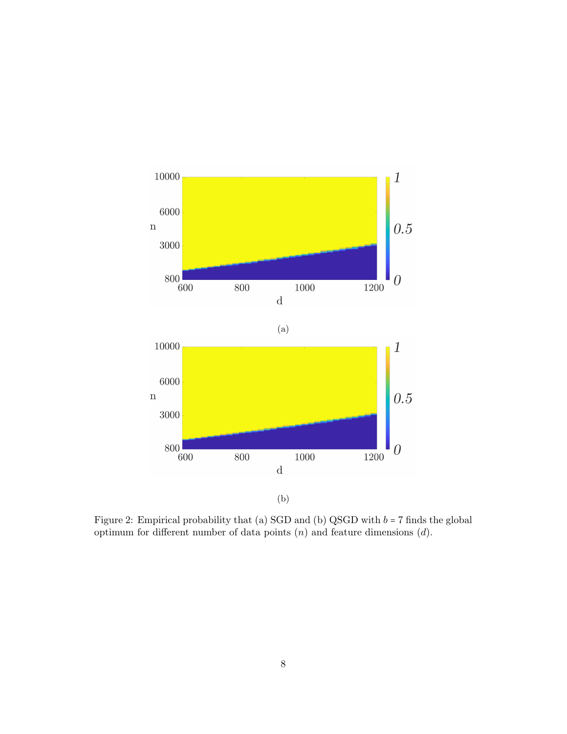(a)

(b)

Figure 2: Empirical probability that (a) SGD and (b) QSGD with $b = 7$ finds the global optimum for different number of data points ($n$) and feature dimensions ($d$).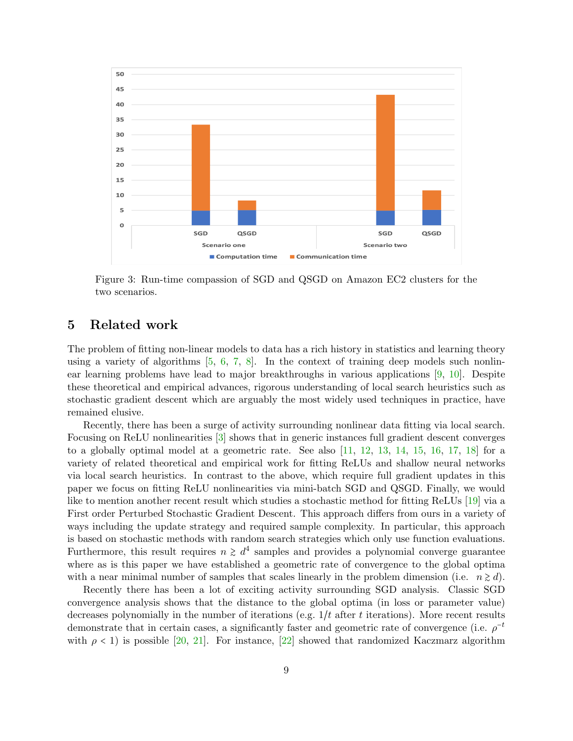Figure 3: Run-time compassion of SGD and QSGD on Amazon EC2 clusters for the two scenarios.

## 5 Related work

The problem of fitting non-linear models to data has a rich history in statistics and learning theory using a variety of algorithms [5, 6, 7, 8]. In the context of training deep models such nonlinear learning problems have lead to major breakthroughs in various applications [9, 10]. Despite these theoretical and empirical advances, rigorous understanding of local search heuristics such as stochastic gradient descent which are arguably the most widely used techniques in practice, have remained elusive.

Recently, there has been a surge of activity surrounding nonlinear data fitting via local search. Focusing on ReLU nonlinearities [3] shows that in generic instances full gradient descent converges to a globally optimal model at a geometric rate. See also [11, 12, 13, 14, 15, 16, 17, 18] for a variety of related theoretical and empirical work for fitting ReLUs and shallow neural networks via local search heuristics. In contrast to the above, which require full gradient updates in this paper we focus on fitting ReLU nonlinearities via mini-batch SGD and QSGD. Finally, we would like to mention another recent result which studies a stochastic method for fitting ReLUs [19] via a First order Perturbed Stochastic Gradient Descent. This approach differs from ours in a variety of ways including the update strategy and required sample complexity. In particular, this approach is based on stochastic methods with random search strategies which only use function evaluations. Furthermore, this result requires $n \gtrsim d^4$ samples and provides a polynomial converge guarantee where as is this paper we have established a geometric rate of convergence to the global optima with a near minimal number of samples that scales linearly in the problem dimension (i.e. $n \gtrsim d$).

Recently there has been a lot of exciting activity surrounding SGD analysis. Classic SGD convergence analysis shows that the distance to the global optima (in loss or parameter value) decreases polynomially in the number of iterations (e.g. $1/t$ after $t$ iterations). More recent results demonstrate that in certain cases, a significantly faster and geometric rate of convergence (i.e. $\rho^{-t}$ with $\rho < 1$) is possible [20, 21]. For instance, [22] showed that randomized Kaczmarz algorithm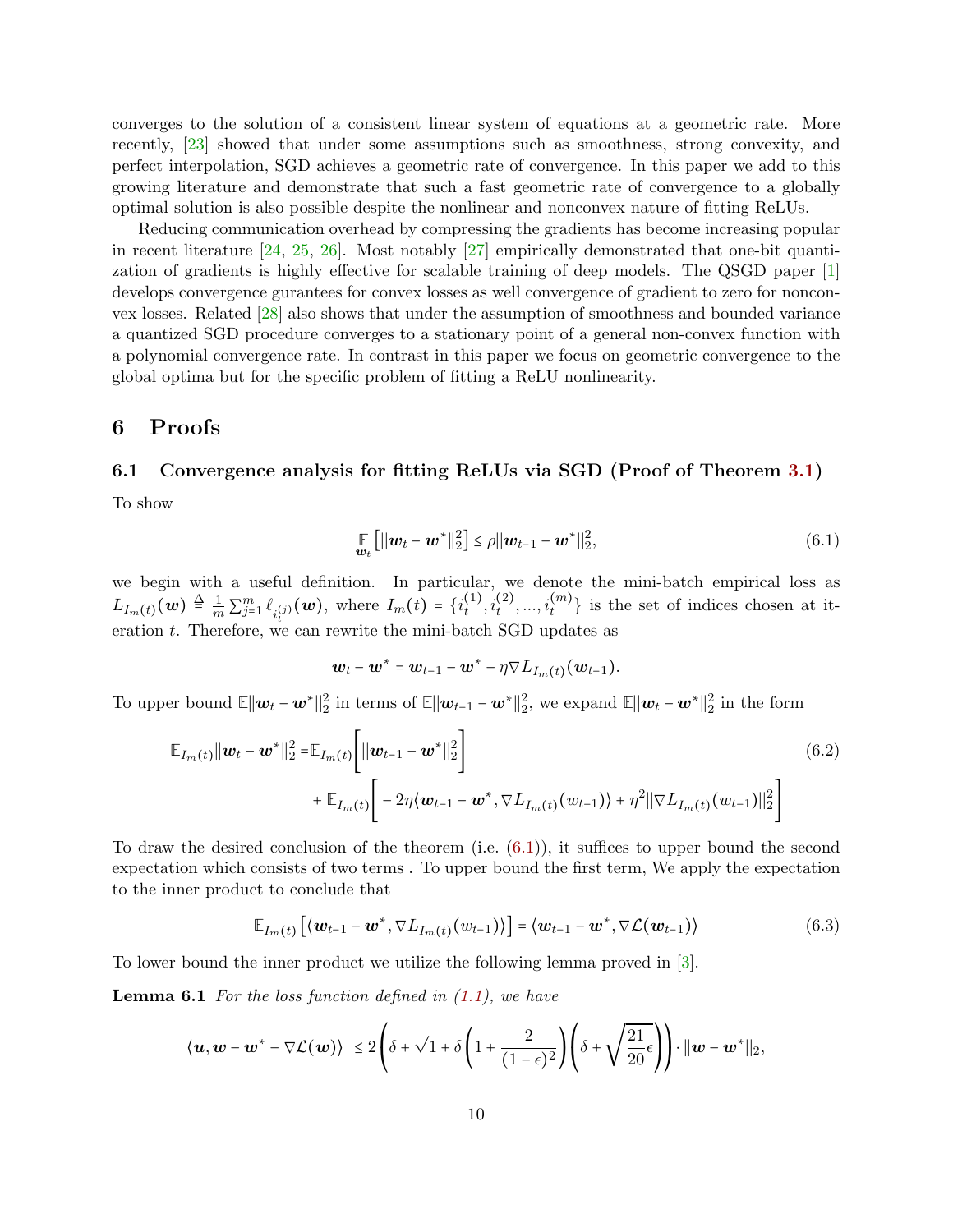converges to the solution of a consistent linear system of equations at a geometric rate. More recently, [23] showed that under some assumptions such as smoothness, strong convexity, and perfect interpolation, SGD achieves a geometric rate of convergence. In this paper we add to this growing literature and demonstrate that such a fast geometric rate of convergence to a globally optimal solution is also possible despite the nonlinear and nonconvex nature of fitting ReLUs.

Reducing communication overhead by compressing the gradients has become increasing popular in recent literature [24, 25, 26]. Most notably [27] empirically demonstrated that one-bit quantization of gradients is highly effective for scalable training of deep models. The QSGD paper [1] develops convergence gurantees for convex losses as well convergence of gradient to zero for nonconvex losses. Related [28] also shows that under the assumption of smoothness and bounded variance a quantized SGD procedure converges to a stationary point of a general non-convex function with a polynomial convergence rate. In contrast in this paper we focus on geometric convergence to the global optima but for the specific problem of fitting a ReLU nonlinearity.

# 6 Proofs

## 6.1 Convergence analysis for fitting ReLUs via SGD (Proof of Theorem 3.1)

To show

$$\mathbb{E}_{\boldsymbol{w}_t}\left[||\boldsymbol{w}_t - \boldsymbol{w}^*||_2^2\right] \leq \rho||\boldsymbol{w}_{t-1} - \boldsymbol{w}^*||_2^2, \tag{6.1}$$

we begin with a useful definition. In particular, we denote the mini-batch empirical loss as $L_{I_m(t)}(\boldsymbol{w}) \triangleq \frac{1}{m}\sum_{j=1}^m \ell_{i_t^{(j)}}(\boldsymbol{w})$, where $I_m(t) = \{i_t^{(1)}, i_t^{(2)}, ..., i_t^{(m)}\}$ is the set of indices chosen at iteration $t$. Therefore, we can rewrite the mini-batch SGD updates as

$$\boldsymbol{w}_t - \boldsymbol{w}^* = \boldsymbol{w}_{t-1} - \boldsymbol{w}^* - \eta\nabla L_{I_m(t)}(\boldsymbol{w}_{t-1}).$$

To upper bound $\mathbb{E}\|\boldsymbol{w}_t - \boldsymbol{w}^*\|_2^2$ in terms of $\mathbb{E}\|\boldsymbol{w}_{t-1} - \boldsymbol{w}^*\|_2^2$, we expand $\mathbb{E}\|\boldsymbol{w}_t - \boldsymbol{w}^*\|_2^2$ in the form

$$\begin{aligned}\mathbb{E}_{I_m(t)}\|\boldsymbol{w}_t - \boldsymbol{w}^*\|_2^2 =& \mathbb{E}_{I_m(t)}\left[||\boldsymbol{w}_{t-1} - \boldsymbol{w}^*||_2^2\right] \\ &+ \mathbb{E}_{I_m(t)}\left[-2\eta\langle \boldsymbol{w}_{t-1} - \boldsymbol{w}^*, \nabla L_{I_m(t)}(w_{t-1})\rangle + \eta^2||\nabla L_{I_m(t)}(w_{t-1})||_2^2\right]\end{aligned} \tag{6.2}$$

To draw the desired conclusion of the theorem (i.e. (6.1)), it suffices to upper bound the second expectation which consists of two terms . To upper bound the first term, We apply the expectation to the inner product to conclude that

$$\mathbb{E}_{I_m(t)}\left[\langle \boldsymbol{w}_{t-1} - \boldsymbol{w}^*, \nabla L_{I_m(t)}(w_{t-1})\rangle\right] = \langle \boldsymbol{w}_{t-1} - \boldsymbol{w}^*, \nabla \mathcal{L}(\boldsymbol{w}_{t-1})\rangle \tag{6.3}$$

To lower bound the inner product we utilize the following lemma proved in [3].

**Lemma 6.1** *For the loss function defined in (1.1), we have*

$$\langle \boldsymbol{u}, \boldsymbol{w} - \boldsymbol{w}^* - \nabla\mathcal{L}(\boldsymbol{w})\rangle \;\leq 2\left(\delta + \sqrt{1+\delta}\left(1 + \frac{2}{(1-\epsilon)^2}\right)\left(\delta + \sqrt{\frac{21}{20}\epsilon}\right)\right)\cdot\|\boldsymbol{w} - \boldsymbol{w}^*\|_2,$$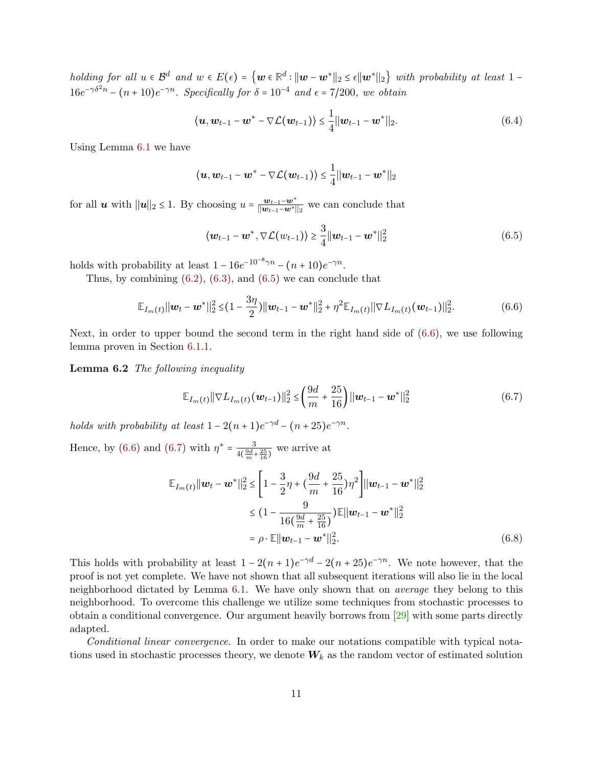*holding for all $u \in \mathcal{B}^d$ and $w \in E(\epsilon) = \left\{ \boldsymbol{w} \in \mathbb{R}^d : \|\boldsymbol{w} - \boldsymbol{w}^*\|_2 \le \epsilon \|\boldsymbol{w}^*\|_2 \right\}$ with probability at least $1 - 16e^{-\gamma\delta^2 n} - (n+10)e^{-\gamma n}$. Specifically for $\delta = 10^{-4}$ and $\epsilon = 7/200$, we obtain*

$$\langle \boldsymbol{u}, \boldsymbol{w}_{t-1} - \boldsymbol{w}^* - \nabla \mathcal{L}(\boldsymbol{w}_{t-1}) \rangle \le \frac{1}{4} \|\boldsymbol{w}_{t-1} - \boldsymbol{w}^*\|_2. \tag{6.4}$$

Using Lemma 6.1 we have

$$\langle \boldsymbol{u}, \boldsymbol{w}_{t-1} - \boldsymbol{w}^* - \nabla \mathcal{L}(\boldsymbol{w}_{t-1}) \rangle \le \frac{1}{4} \|\boldsymbol{w}_{t-1} - \boldsymbol{w}^*\|_2$$

for all $\boldsymbol{u}$ with $\|\boldsymbol{u}\|_2 \le 1$. By choosing $u = \frac{\boldsymbol{w}_{t-1} - \boldsymbol{w}^*}{\|\boldsymbol{w}_{t-1} - \boldsymbol{w}^*\|_2}$ we can conclude that

$$\langle \boldsymbol{w}_{t-1} - \boldsymbol{w}^*, \nabla \mathcal{L}(w_{t-1}) \rangle \ge \frac{3}{4} \|\boldsymbol{w}_{t-1} - \boldsymbol{w}^*\|_2^2 \tag{6.5}$$

holds with probability at least $1 - 16e^{-10^{-8}\gamma n} - (n+10)e^{-\gamma n}$.

Thus, by combining (6.2), (6.3), and (6.5) we can conclude that

$$\mathbb{E}_{I_m(t)} \|\boldsymbol{w}_t - \boldsymbol{w}^*\|_2^2 \le (1 - \frac{3\eta}{2}) \|\boldsymbol{w}_{t-1} - \boldsymbol{w}^*\|_2^2 + \eta^2 \mathbb{E}_{I_m(t)} \|\nabla L_{I_m(t)}(\boldsymbol{w}_{t-1})\|_2^2. \tag{6.6}$$

Next, in order to upper bound the second term in the right hand side of (6.6), we use following lemma proven in Section 6.1.1.

**Lemma 6.2** *The following inequality*

$$\mathbb{E}_{I_m(t)} \|\nabla L_{I_m(t)}(\boldsymbol{w}_{t-1})\|_2^2 \le \left( \frac{9d}{m} + \frac{25}{16} \right) \|\boldsymbol{w}_{t-1} - \boldsymbol{w}^*\|_2^2 \tag{6.7}$$

*holds with probability at least $1 - 2(n+1)e^{-\gamma d} - (n+25)e^{-\gamma n}$.*

Hence, by (6.6) and (6.7) with $\eta^* = \frac{3}{4(\frac{9d}{m} + \frac{25}{16})}$ we arrive at

$$\begin{aligned}
\mathbb{E}_{I_m(t)} \|\boldsymbol{w}_t - \boldsymbol{w}^*\|_2^2 &\le \left[ 1 - \frac{3}{2}\eta + (\frac{9d}{m} + \frac{25}{16})\eta^2 \right] \|\boldsymbol{w}_{t-1} - \boldsymbol{w}^*\|_2^2 \\
&\le (1 - \frac{9}{16(\frac{9d}{m} + \frac{25}{16})}) \mathbb{E} \|\boldsymbol{w}_{t-1} - \boldsymbol{w}^*\|_2^2 \\
&= \rho \cdot \mathbb{E} \|\boldsymbol{w}_{t-1} - \boldsymbol{w}^*\|_2^2.
\end{aligned} \tag{6.8}$$

This holds with probability at least $1 - 2(n+1)e^{-\gamma d} - 2(n+25)e^{-\gamma n}$. We note however, that the proof is not yet complete. We have not shown that all subsequent iterations will also lie in the local neighborhood dictated by Lemma 6.1. We have only shown that on *average* they belong to this neighborhood. To overcome this challenge we utilize some techniques from stochastic processes to obtain a conditional convergence. Our argument heavily borrows from [29] with some parts directly adapted.

*Conditional linear convergence.* In order to make our notations compatible with typical notations used in stochastic processes theory, we denote $\boldsymbol{W}_k$ as the random vector of estimated solution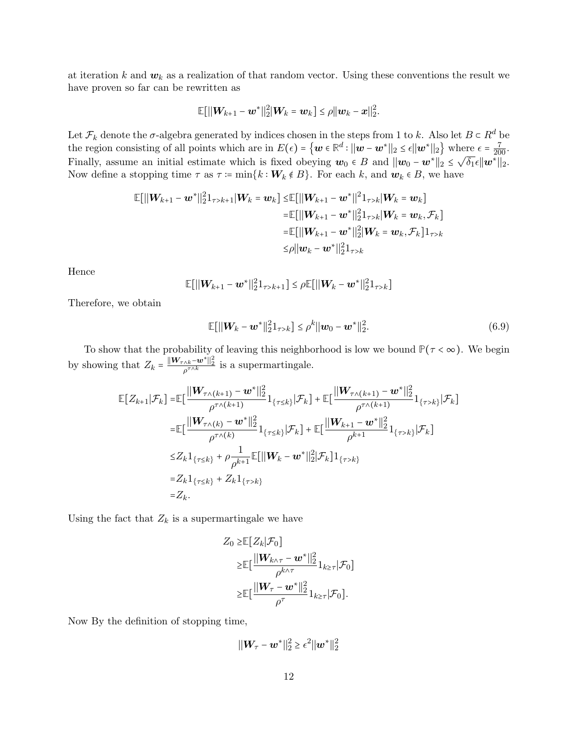at iteration $k$ and $\boldsymbol{w}_k$ as a realization of that random vector. Using these conventions the result we have proven so far can be rewritten as

$$\mathbb{E}[||\boldsymbol{W}_{k+1} - \boldsymbol{w}^*||_2^2 | \boldsymbol{W}_k = \boldsymbol{w}_k] \le \rho \|\boldsymbol{w}_k - \boldsymbol{x}\|_2^2.$$

Let $\mathcal{F}_k$ denote the $\sigma$-algebra generated by indices chosen in the steps from 1 to $k$. Also let $B \subset R^d$ be the region consisting of all points which are in $E(\epsilon) = \{\boldsymbol{w} \in \mathbb{R}^d : ||\boldsymbol{w} - \boldsymbol{w}^*||_2 \le \epsilon ||\boldsymbol{w}^*||_2\}$ where $\epsilon = \frac{7}{200}$. Finally, assume an initial estimate which is fixed obeying $\boldsymbol{w}_0 \in B$ and $||\boldsymbol{w}_0 - \boldsymbol{w}^*||_2 \le \sqrt{\delta_1}\epsilon ||\boldsymbol{w}^*||_2$. Now define a stopping time $\tau$ as $\tau := \min\{k : \boldsymbol{W}_k \notin B\}$. For each $k$, and $\boldsymbol{w}_k \in B$, we have

$$\begin{aligned}
\mathbb{E}[||\boldsymbol{W}_{k+1} - \boldsymbol{w}^*||_2^2 1_{\tau > k+1} | \boldsymbol{W}_k = \boldsymbol{w}_k] \le & \mathbb{E}[||\boldsymbol{W}_{k+1} - \boldsymbol{w}^*||^2 1_{\tau > k} | \boldsymbol{W}_k = \boldsymbol{w}_k] \\
= & \mathbb{E}[||\boldsymbol{W}_{k+1} - \boldsymbol{w}^*||_2^2 1_{\tau > k} | \boldsymbol{W}_k = \boldsymbol{w}_k, \mathcal{F}_k] \\
= & \mathbb{E}[||\boldsymbol{W}_{k+1} - \boldsymbol{w}^*||_2^2 | \boldsymbol{W}_k = \boldsymbol{w}_k, \mathcal{F}_k] 1_{\tau > k} \\
\le & \rho ||\boldsymbol{w}_k - \boldsymbol{w}^*||_2^2 1_{\tau > k}
\end{aligned}$$

Hence

$$\mathbb{E}[||\boldsymbol{W}_{k+1} - \boldsymbol{w}^*||_2^2 1_{\tau > k+1}] \le \rho \mathbb{E}[||\boldsymbol{W}_k - \boldsymbol{w}^*||_2^2 1_{\tau > k}]$$

Therefore, we obtain

$$\mathbb{E}[||\boldsymbol{W}_k - \boldsymbol{w}^*||_2^2 1_{\tau > k}] \le \rho^k ||\boldsymbol{w}_0 - \boldsymbol{w}^*||_2^2. \tag{6.9}$$

To show that the probability of leaving this neighborhood is low we bound $\mathbb{P}(\tau < \infty)$. We begin by showing that $Z_k = \frac{||\boldsymbol{W}_{\tau \wedge k} - \boldsymbol{w}^*||_2^2}{\rho^{\tau \wedge k}}$ is a supermartingale.

$$\begin{aligned}
\mathbb{E}[Z_{k+1} | \mathcal{F}_k] = & \mathbb{E}[\frac{||\boldsymbol{W}_{\tau \wedge (k+1)} - \boldsymbol{w}^*||_2^2}{\rho^{\tau \wedge (k+1)}} 1_{\{\tau \le k\}} | \mathcal{F}_k] + \mathbb{E}[\frac{||\boldsymbol{W}_{\tau \wedge (k+1)} - \boldsymbol{w}^*||_2^2}{\rho^{\tau \wedge (k+1)}} 1_{\{\tau > k\}} | \mathcal{F}_k] \\
= & \mathbb{E}[\frac{||\boldsymbol{W}_{\tau \wedge (k)} - \boldsymbol{w}^*||_2^2}{\rho^{\tau \wedge (k)}} 1_{\{\tau \le k\}} | \mathcal{F}_k] + \mathbb{E}[\frac{||\boldsymbol{W}_{k+1} - \boldsymbol{w}^*||_2^2}{\rho^{k+1}} 1_{\{\tau > k\}} | \mathcal{F}_k] \\
\le & Z_k 1_{\{\tau \le k\}} + \rho \frac{1}{\rho^{k+1}} \mathbb{E}[||\boldsymbol{W}_k - \boldsymbol{w}^*||_2^2 | \mathcal{F}_k] 1_{\{\tau > k\}} \\
= & Z_k 1_{\{\tau \le k\}} + Z_k 1_{\{\tau > k\}} \\
= & Z_k.
\end{aligned}$$

Using the fact that $Z_k$ is a supermartingale we have

$$\begin{aligned}
Z_0 \ge & \mathbb{E}[Z_k | \mathcal{F}_0] \\
\ge & \mathbb{E}[\frac{||\boldsymbol{W}_{k \wedge \tau} - \boldsymbol{w}^*||_2^2}{\rho^{k \wedge \tau}} 1_{k \ge \tau} | \mathcal{F}_0] \\
\ge & \mathbb{E}[\frac{||\boldsymbol{W}_{\tau} - \boldsymbol{w}^*||_2^2}{\rho^{\tau}} 1_{k \ge \tau} | \mathcal{F}_0].
\end{aligned}$$

Now By the definition of stopping time,

$$||\boldsymbol{W}_\tau - \boldsymbol{w}^*||_2^2 \ge \epsilon^2 ||\boldsymbol{w}^*||_2^2$$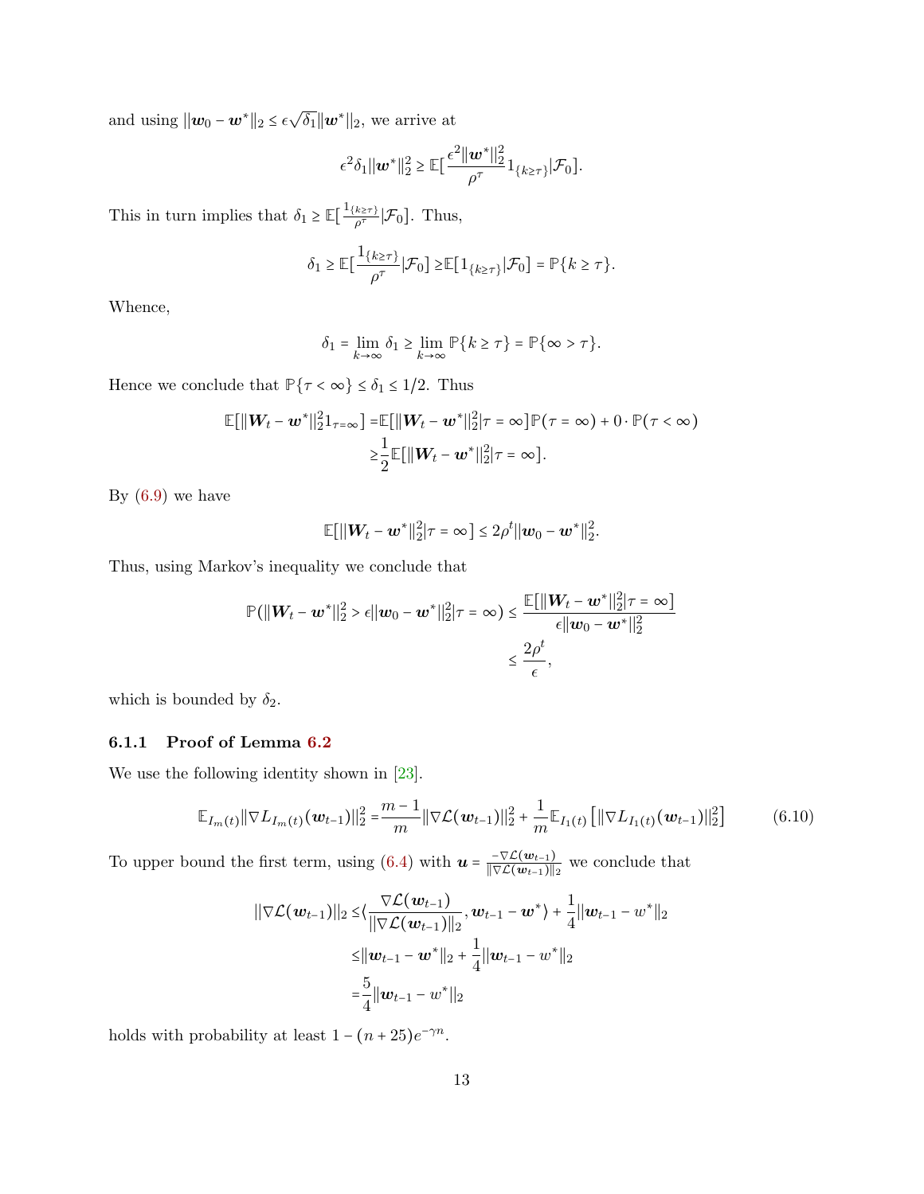and using $\|\boldsymbol{w}_0 - \boldsymbol{w}^*\|_2 \le \epsilon\sqrt{\delta_1}\|\boldsymbol{w}^*\|_2$, we arrive at

$$\epsilon^2\delta_1\|\boldsymbol{w}^*\|_2^2 \ge \mathbb{E}\big[\frac{\epsilon^2\|\boldsymbol{w}^*\|_2^2}{\rho^\tau}1_{\{k\ge\tau\}}|\mathcal{F}_0\big].$$

This in turn implies that $\delta_1 \ge \mathbb{E}\big[\frac{1_{\{k\ge\tau\}}}{\rho^\tau}|\mathcal{F}_0\big]$. Thus,

$$\delta_1 \ge \mathbb{E}\big[\frac{1_{\{k\ge\tau\}}}{\rho^\tau}|\mathcal{F}_0\big] \ge \mathbb{E}\big[1_{\{k\ge\tau\}}|\mathcal{F}_0\big] = \mathbb{P}\{k\ge\tau\}.$$

Whence,

$$\delta_1 = \lim_{k\to\infty}\delta_1 \ge \lim_{k\to\infty}\mathbb{P}\{k\ge\tau\} = \mathbb{P}\{\infty > \tau\}.$$

Hence we conclude that $\mathbb{P}\{\tau<\infty\} \le \delta_1 \le 1/2$. Thus

$$\begin{aligned}
\mathbb{E}[\|\boldsymbol{W}_t - \boldsymbol{w}^*\|_2^2 1_{\tau=\infty}] =& \mathbb{E}[\|\boldsymbol{W}_t - \boldsymbol{w}^*\|_2^2|\tau=\infty]\mathbb{P}(\tau=\infty) + 0\cdot\mathbb{P}(\tau<\infty)\\
\ge& \frac{1}{2}\mathbb{E}[\|\boldsymbol{W}_t - \boldsymbol{w}^*\|_2^2|\tau=\infty].
\end{aligned}$$

By (6.9) we have

$$\mathbb{E}[\|\boldsymbol{W}_t - \boldsymbol{w}^*\|_2^2|\tau=\infty] \le 2\rho^t\|\boldsymbol{w}_0 - \boldsymbol{w}^*\|_2^2.$$

Thus, using Markov's inequality we conclude that

$$\begin{aligned}
\mathbb{P}(\|\boldsymbol{W}_t - \boldsymbol{w}^*\|_2^2 > \epsilon\|\boldsymbol{w}_0 - \boldsymbol{w}^*\|_2^2|\tau=\infty) \le& \frac{\mathbb{E}[\|\boldsymbol{W}_t - \boldsymbol{w}^*\|_2^2|\tau=\infty]}{\epsilon\|\boldsymbol{w}_0 - \boldsymbol{w}^*\|_2^2}\\
\le& \frac{2\rho^t}{\epsilon},
\end{aligned}$$

which is bounded by $\delta_2$.

### 6.1.1 Proof of Lemma 6.2

We use the following identity shown in [23].

$$\mathbb{E}_{I_m(t)}\|\nabla L_{I_m(t)}(\boldsymbol{w}_{t-1})\|_2^2 = \frac{m-1}{m}\|\nabla\mathcal{L}(\boldsymbol{w}_{t-1})\|_2^2 + \frac{1}{m}\mathbb{E}_{I_1(t)}\big[\|\nabla L_{I_1(t)}(\boldsymbol{w}_{t-1})\|_2^2\big] \tag{6.10}$$

To upper bound the first term, using (6.4) with $\boldsymbol{u} = \frac{-\nabla\mathcal{L}(\boldsymbol{w}_{t-1})}{\|\nabla\mathcal{L}(\boldsymbol{w}_{t-1})\|_2}$ we conclude that

$$\begin{aligned}
\|\nabla\mathcal{L}(\boldsymbol{w}_{t-1})\|_2 \le& \langle\frac{\nabla\mathcal{L}(\boldsymbol{w}_{t-1})}{\|\nabla\mathcal{L}(\boldsymbol{w}_{t-1})\|_2}, \boldsymbol{w}_{t-1} - \boldsymbol{w}^*\rangle + \frac{1}{4}\|\boldsymbol{w}_{t-1} - w^*\|_2\\
\le& \|\boldsymbol{w}_{t-1} - \boldsymbol{w}^*\|_2 + \frac{1}{4}\|\boldsymbol{w}_{t-1} - w^*\|_2\\
=& \frac{5}{4}\|\boldsymbol{w}_{t-1} - w^*\|_2
\end{aligned}$$

holds with probability at least $1-(n+25)e^{-\gamma n}$.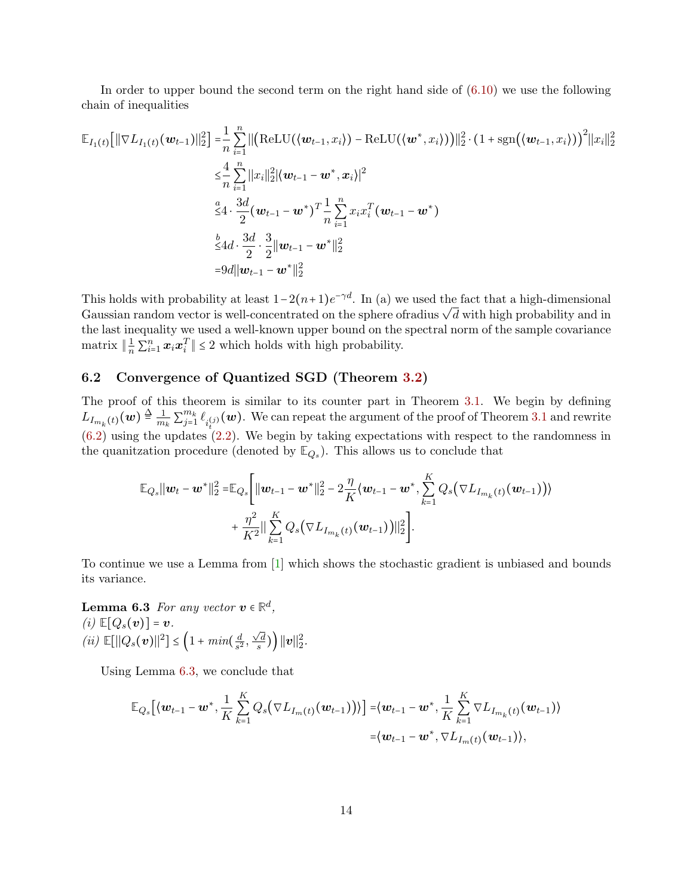In order to upper bound the second term on the right hand side of (6.10) we use the following chain of inequalities

$$
\begin{aligned}
\mathbb{E}_{I_1(t)}\left[\|\nabla L_{I_1(t)}(\boldsymbol{w}_{t-1})\|_2^2\right] =& \frac{1}{n}\sum_{i=1}^{n} \|\big(\mathrm{ReLU}(\langle \boldsymbol{w}_{t-1}, x_i\rangle) - \mathrm{ReLU}(\langle \boldsymbol{w}^*, x_i\rangle)\big)\|_2^2 \cdot \big(1+\mathrm{sgn}\big(\langle \boldsymbol{w}_{t-1}, x_i\rangle\big)\big)^2 \|x_i\|_2^2 \\
\leq& \frac{4}{n}\sum_{i=1}^{n} \|x_i\|_2^2 |\langle \boldsymbol{w}_{t-1} - \boldsymbol{w}^*, \boldsymbol{x}_i\rangle|^2 \\
\overset{a}{\leq}& 4\cdot \frac{3d}{2}(\boldsymbol{w}_{t-1} - \boldsymbol{w}^*)^T \frac{1}{n}\sum_{i=1}^{n} x_i x_i^T (\boldsymbol{w}_{t-1} - \boldsymbol{w}^*) \\
\overset{b}{\leq}& 4d \cdot \frac{3d}{2}\cdot \frac{3}{2}\|\boldsymbol{w}_{t-1} - \boldsymbol{w}^*\|_2^2 \\
=& 9d\|\boldsymbol{w}_{t-1} - \boldsymbol{w}^*\|_2^2
\end{aligned}
$$

This holds with probability at least $1 - 2(n+1)e^{-\gamma d}$. In (a) we used the fact that a high-dimensional Gaussian random vector is well-concentrated on the sphere ofradius $\sqrt{d}$ with high probability and in the last inequality we used a well-known upper bound on the spectral norm of the sample covariance matrix $\|\frac{1}{n}\sum_{i=1}^{n} \boldsymbol{x}_i \boldsymbol{x}_i^T\| \leq 2$ which holds with high probability.

## 6.2 Convergence of Quantized SGD (Theorem 3.2)

The proof of this theorem is similar to its counter part in Theorem 3.1. We begin by defining $L_{I_{m_k}(t)}(\boldsymbol{w}) \triangleq \frac{1}{m_k}\sum_{j=1}^{m_k} \ell_{i_t^{(j)}}(\boldsymbol{w})$. We can repeat the argument of the proof of Theorem 3.1 and rewrite (6.2) using the updates (2.2). We begin by taking expectations with respect to the randomness in the quanitzation procedure (denoted by $\mathbb{E}_{Q_s}$). This allows us to conclude that

$$
\begin{aligned}
\mathbb{E}_{Q_s}\|\boldsymbol{w}_t - \boldsymbol{w}^*\|_2^2 =& \mathbb{E}_{Q_s}\Bigg[\|\boldsymbol{w}_{t-1} - \boldsymbol{w}^*\|_2^2 - 2\frac{\eta}{K}\langle \boldsymbol{w}_{t-1} - \boldsymbol{w}^*, \sum_{k=1}^{K} Q_s\big(\nabla L_{I_{m_k}(t)}(\boldsymbol{w}_{t-1})\big)\rangle \\
&+ \frac{\eta^2}{K^2}\|\sum_{k=1}^{K} Q_s\big(\nabla L_{I_{m_k}(t)}(\boldsymbol{w}_{t-1})\big)\|_2^2\Bigg].
\end{aligned}
$$

To continue we use a Lemma from [1] which shows the stochastic gradient is unbiased and bounds its variance.

**Lemma 6.3** *For any vector* $\boldsymbol{v} \in \mathbb{R}^d$,
*(i)* $\mathbb{E}[Q_s(\boldsymbol{v})] = \boldsymbol{v}$.
*(ii)* $\mathbb{E}[\|Q_s(\boldsymbol{v})\|^2] \leq \Big(1 + \min(\frac{d}{s^2}, \frac{\sqrt{d}}{s})\Big)\|\boldsymbol{v}\|_2^2$.

Using Lemma 6.3, we conclude that

$$
\begin{aligned}
\mathbb{E}_{Q_s}\Big[\langle \boldsymbol{w}_{t-1} - \boldsymbol{w}^*, \frac{1}{K}\sum_{k=1}^{K} Q_s\big(\nabla L_{I_m(t)}(\boldsymbol{w}_{t-1})\big)\rangle\Big] =& \langle \boldsymbol{w}_{t-1} - \boldsymbol{w}^*, \frac{1}{K}\sum_{k=1}^{K} \nabla L_{I_{m_k}(t)}(\boldsymbol{w}_{t-1})\rangle \\
=& \langle \boldsymbol{w}_{t-1} - \boldsymbol{w}^*, \nabla L_{I_m(t)}(\boldsymbol{w}_{t-1})\rangle,
\end{aligned}
$$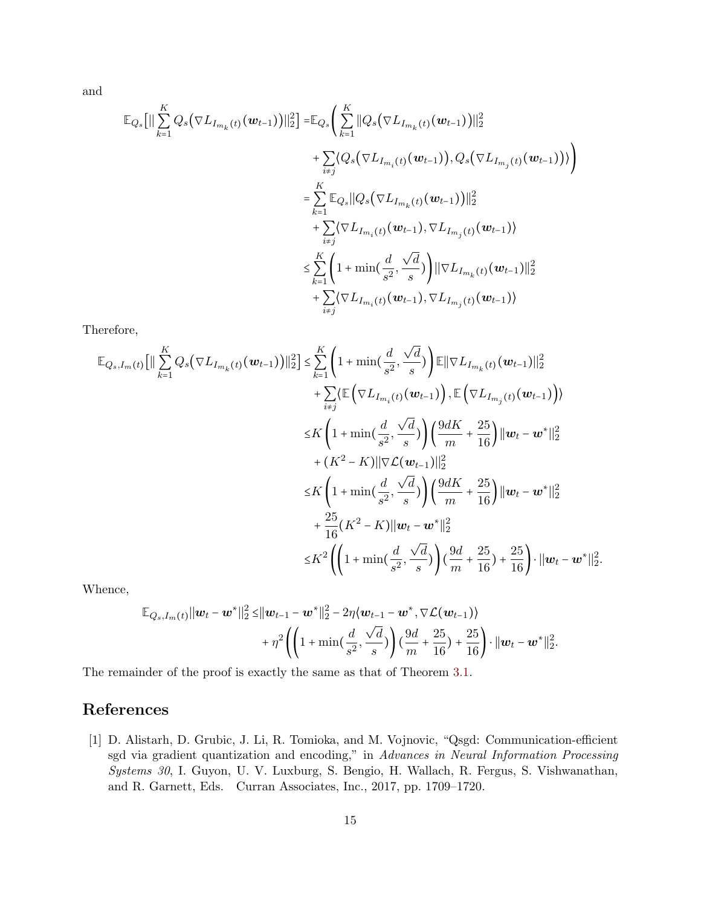and

$$
\begin{aligned}
\mathbb{E}_{Q_s}\big[\|\sum_{k=1}^{K} Q_s\big(\nabla L_{I_{m_k}(t)}(\boldsymbol{w}_{t-1})\big)\|_2^2\big] =& \mathbb{E}_{Q_s}\Bigg(\sum_{k=1}^{K}\|Q_s\big(\nabla L_{I_{m_k}(t)}(\boldsymbol{w}_{t-1})\big)\|_2^2 \\
&+ \sum_{i\neq j}\langle Q_s\big(\nabla L_{I_{m_i}(t)}(\boldsymbol{w}_{t-1})\big), Q_s\big(\nabla L_{I_{m_j}(t)}(\boldsymbol{w}_{t-1})\big)\rangle\Bigg) \\
=& \sum_{k=1}^{K}\mathbb{E}_{Q_s}\|Q_s\big(\nabla L_{I_{m_k}(t)}(\boldsymbol{w}_{t-1})\big)\|_2^2 \\
&+ \sum_{i\neq j}\langle \nabla L_{I_{m_i}(t)}(\boldsymbol{w}_{t-1}), \nabla L_{I_{m_j}(t)}(\boldsymbol{w}_{t-1})\rangle \\
\leq& \sum_{k=1}^{K}\left(1+\min(\frac{d}{s^2},\frac{\sqrt{d}}{s})\right)\|\nabla L_{I_{m_k}(t)}(\boldsymbol{w}_{t-1})\|_2^2 \\
&+ \sum_{i\neq j}\langle \nabla L_{I_{m_i}(t)}(\boldsymbol{w}_{t-1}), \nabla L_{I_{m_j}(t)}(\boldsymbol{w}_{t-1})\rangle
\end{aligned}
$$

Therefore,

$$
\begin{aligned}
\mathbb{E}_{Q_s, I_m(t)}\big[\|\sum_{k=1}^{K} Q_s\big(\nabla L_{I_{m_k}(t)}(\boldsymbol{w}_{t-1})\big)\|_2^2\big] \leq& \sum_{k=1}^{K}\left(1+\min(\frac{d}{s^2},\frac{\sqrt{d}}{s})\right)\mathbb{E}\|\nabla L_{I_{m_k}(t)}(\boldsymbol{w}_{t-1})\|_2^2 \\
&+ \sum_{i\neq j}\langle \mathbb{E}\left(\nabla L_{I_{m_i}(t)}(\boldsymbol{w}_{t-1})\right), \mathbb{E}\left(\nabla L_{I_{m_j}(t)}(\boldsymbol{w}_{t-1})\right)\rangle \\
\leq& K\left(1+\min(\frac{d}{s^2},\frac{\sqrt{d}}{s})\right)\left(\frac{9dK}{m}+\frac{25}{16}\right)\|\boldsymbol{w}_t-\boldsymbol{w}^*\|_2^2 \\
&+ (K^2-K)\|\nabla\mathcal{L}(\boldsymbol{w}_{t-1})\|_2^2 \\
\leq& K\left(1+\min(\frac{d}{s^2},\frac{\sqrt{d}}{s})\right)\left(\frac{9dK}{m}+\frac{25}{16}\right)\|\boldsymbol{w}_t-\boldsymbol{w}^*\|_2^2 \\
&+ \frac{25}{16}(K^2-K)\|\boldsymbol{w}_t-\boldsymbol{w}^*\|_2^2 \\
\leq& K^2\left(\left(1+\min(\frac{d}{s^2},\frac{\sqrt{d}}{s})\right)(\frac{9d}{m}+\frac{25}{16})+\frac{25}{16}\right)\cdot\|\boldsymbol{w}_t-\boldsymbol{w}^*\|_2^2.
\end{aligned}
$$

Whence,

$$
\begin{aligned}
\mathbb{E}_{Q_s, I_m(t)}\|\boldsymbol{w}_t-\boldsymbol{w}^*\|_2^2 \leq& \|\boldsymbol{w}_{t-1}-\boldsymbol{w}^*\|_2^2 - 2\eta\langle \boldsymbol{w}_{t-1}-\boldsymbol{w}^*, \nabla\mathcal{L}(\boldsymbol{w}_{t-1})\rangle \\
&+ \eta^2\left(\left(1+\min(\frac{d}{s^2},\frac{\sqrt{d}}{s})\right)(\frac{9d}{m}+\frac{25}{16})+\frac{25}{16}\right)\cdot\|\boldsymbol{w}_t-\boldsymbol{w}^*\|_2^2.
\end{aligned}
$$

The remainder of the proof is exactly the same as that of Theorem 3.1.

## References

[1] D. Alistarh, D. Grubic, J. Li, R. Tomioka, and M. Vojnovic, "Qsgd: Communication-efficient sgd via gradient quantization and encoding," in *Advances in Neural Information Processing Systems 30*, I. Guyon, U. V. Luxburg, S. Bengio, H. Wallach, R. Fergus, S. Vishwanathan, and R. Garnett, Eds. Curran Associates, Inc., 2017, pp. 1709–1720.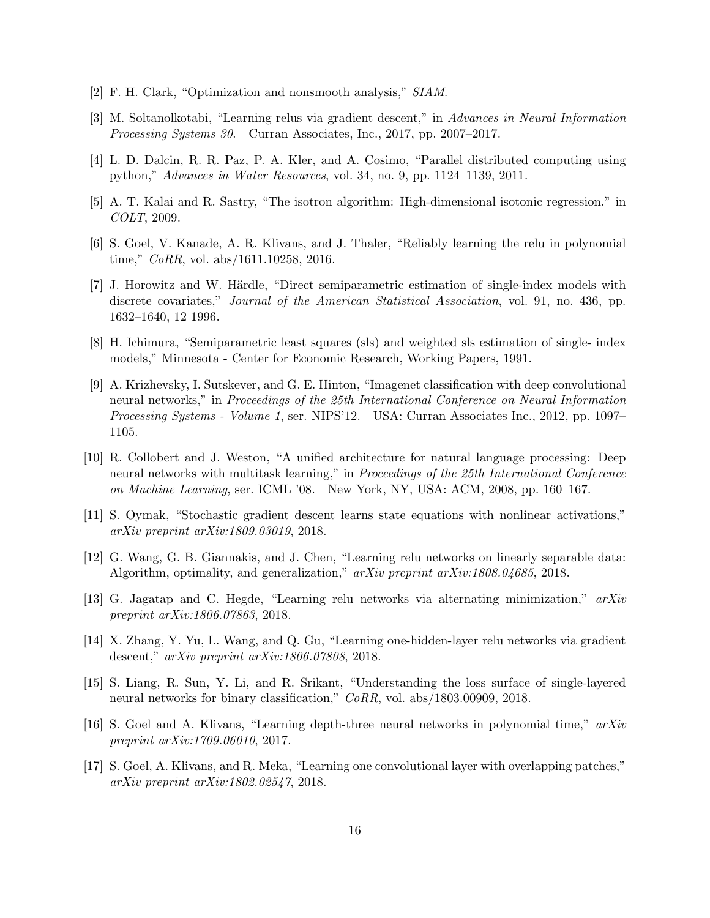[2] F. H. Clark, "Optimization and nonsmooth analysis," *SIAM*.

[3] M. Soltanolkotabi, "Learning relus via gradient descent," in *Advances in Neural Information Processing Systems 30*. Curran Associates, Inc., 2017, pp. 2007–2017.

[4] L. D. Dalcin, R. R. Paz, P. A. Kler, and A. Cosimo, "Parallel distributed computing using python," *Advances in Water Resources*, vol. 34, no. 9, pp. 1124–1139, 2011.

[5] A. T. Kalai and R. Sastry, "The isotron algorithm: High-dimensional isotonic regression." in *COLT*, 2009.

[6] S. Goel, V. Kanade, A. R. Klivans, and J. Thaler, "Reliably learning the relu in polynomial time," *CoRR*, vol. abs/1611.10258, 2016.

[7] J. Horowitz and W. Härdle, "Direct semiparametric estimation of single-index models with discrete covariates," *Journal of the American Statistical Association*, vol. 91, no. 436, pp. 1632–1640, 12 1996.

[8] H. Ichimura, "Semiparametric least squares (sls) and weighted sls estimation of single- index models," Minnesota - Center for Economic Research, Working Papers, 1991.

[9] A. Krizhevsky, I. Sutskever, and G. E. Hinton, "Imagenet classification with deep convolutional neural networks," in *Proceedings of the 25th International Conference on Neural Information Processing Systems - Volume 1*, ser. NIPS'12. USA: Curran Associates Inc., 2012, pp. 1097–1105.

[10] R. Collobert and J. Weston, "A unified architecture for natural language processing: Deep neural networks with multitask learning," in *Proceedings of the 25th International Conference on Machine Learning*, ser. ICML '08. New York, NY, USA: ACM, 2008, pp. 160–167.

[11] S. Oymak, "Stochastic gradient descent learns state equations with nonlinear activations," *arXiv preprint arXiv:1809.03019*, 2018.

[12] G. Wang, G. B. Giannakis, and J. Chen, "Learning relu networks on linearly separable data: Algorithm, optimality, and generalization," *arXiv preprint arXiv:1808.04685*, 2018.

[13] G. Jagatap and C. Hegde, "Learning relu networks via alternating minimization," *arXiv preprint arXiv:1806.07863*, 2018.

[14] X. Zhang, Y. Yu, L. Wang, and Q. Gu, "Learning one-hidden-layer relu networks via gradient descent," *arXiv preprint arXiv:1806.07808*, 2018.

[15] S. Liang, R. Sun, Y. Li, and R. Srikant, "Understanding the loss surface of single-layered neural networks for binary classification," *CoRR*, vol. abs/1803.00909, 2018.

[16] S. Goel and A. Klivans, "Learning depth-three neural networks in polynomial time," *arXiv preprint arXiv:1709.06010*, 2017.

[17] S. Goel, A. Klivans, and R. Meka, "Learning one convolutional layer with overlapping patches," *arXiv preprint arXiv:1802.02547*, 2018.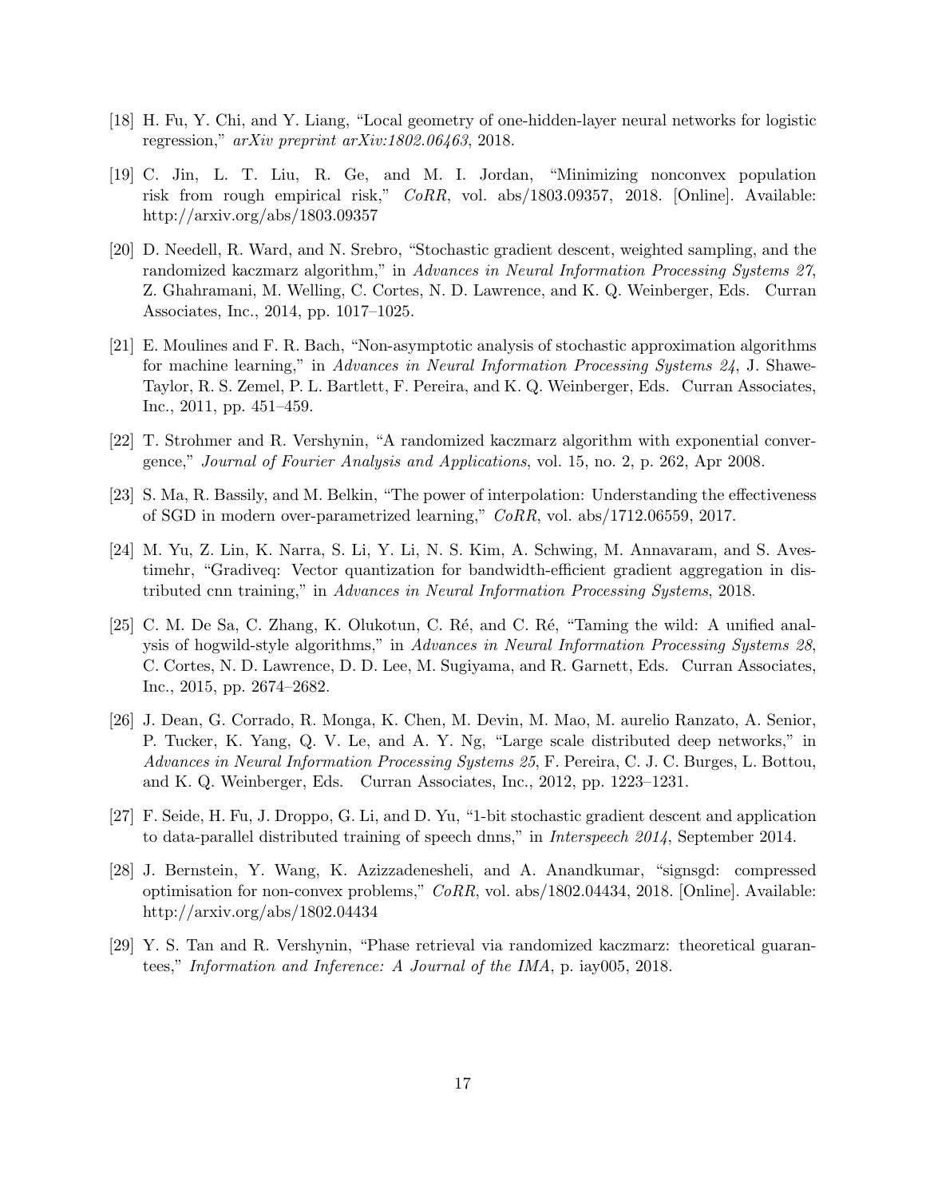[18] H. Fu, Y. Chi, and Y. Liang, "Local geometry of one-hidden-layer neural networks for logistic regression," *arXiv preprint arXiv:1802.06463*, 2018.

[19] C. Jin, L. T. Liu, R. Ge, and M. I. Jordan, "Minimizing nonconvex population risk from rough empirical risk," *CoRR*, vol. abs/1803.09357, 2018. [Online]. Available: http://arxiv.org/abs/1803.09357

[20] D. Needell, R. Ward, and N. Srebro, "Stochastic gradient descent, weighted sampling, and the randomized kaczmarz algorithm," in *Advances in Neural Information Processing Systems 27*, Z. Ghahramani, M. Welling, C. Cortes, N. D. Lawrence, and K. Q. Weinberger, Eds. Curran Associates, Inc., 2014, pp. 1017–1025.

[21] E. Moulines and F. R. Bach, "Non-asymptotic analysis of stochastic approximation algorithms for machine learning," in *Advances in Neural Information Processing Systems 24*, J. Shawe-Taylor, R. S. Zemel, P. L. Bartlett, F. Pereira, and K. Q. Weinberger, Eds. Curran Associates, Inc., 2011, pp. 451–459.

[22] T. Strohmer and R. Vershynin, "A randomized kaczmarz algorithm with exponential convergence," *Journal of Fourier Analysis and Applications*, vol. 15, no. 2, p. 262, Apr 2008.

[23] S. Ma, R. Bassily, and M. Belkin, "The power of interpolation: Understanding the effectiveness of SGD in modern over-parametrized learning," *CoRR*, vol. abs/1712.06559, 2017.

[24] M. Yu, Z. Lin, K. Narra, S. Li, Y. Li, N. S. Kim, A. Schwing, M. Annavaram, and S. Avestimehr, "Gradiveq: Vector quantization for bandwidth-efficient gradient aggregation in distributed cnn training," in *Advances in Neural Information Processing Systems*, 2018.

[25] C. M. De Sa, C. Zhang, K. Olukotun, C. Ré, and C. Ré, "Taming the wild: A unified analysis of hogwild-style algorithms," in *Advances in Neural Information Processing Systems 28*, C. Cortes, N. D. Lawrence, D. D. Lee, M. Sugiyama, and R. Garnett, Eds. Curran Associates, Inc., 2015, pp. 2674–2682.

[26] J. Dean, G. Corrado, R. Monga, K. Chen, M. Devin, M. Mao, M. aurelio Ranzato, A. Senior, P. Tucker, K. Yang, Q. V. Le, and A. Y. Ng, "Large scale distributed deep networks," in *Advances in Neural Information Processing Systems 25*, F. Pereira, C. J. C. Burges, L. Bottou, and K. Q. Weinberger, Eds. Curran Associates, Inc., 2012, pp. 1223–1231.

[27] F. Seide, H. Fu, J. Droppo, G. Li, and D. Yu, "1-bit stochastic gradient descent and application to data-parallel distributed training of speech dnns," in *Interspeech 2014*, September 2014.

[28] J. Bernstein, Y. Wang, K. Azizzadenesheli, and A. Anandkumar, "signsgd: compressed optimisation for non-convex problems," *CoRR*, vol. abs/1802.04434, 2018. [Online]. Available: http://arxiv.org/abs/1802.04434

[29] Y. S. Tan and R. Vershynin, "Phase retrieval via randomized kaczmarz: theoretical guarantees," *Information and Inference: A Journal of the IMA*, p. iay005, 2018.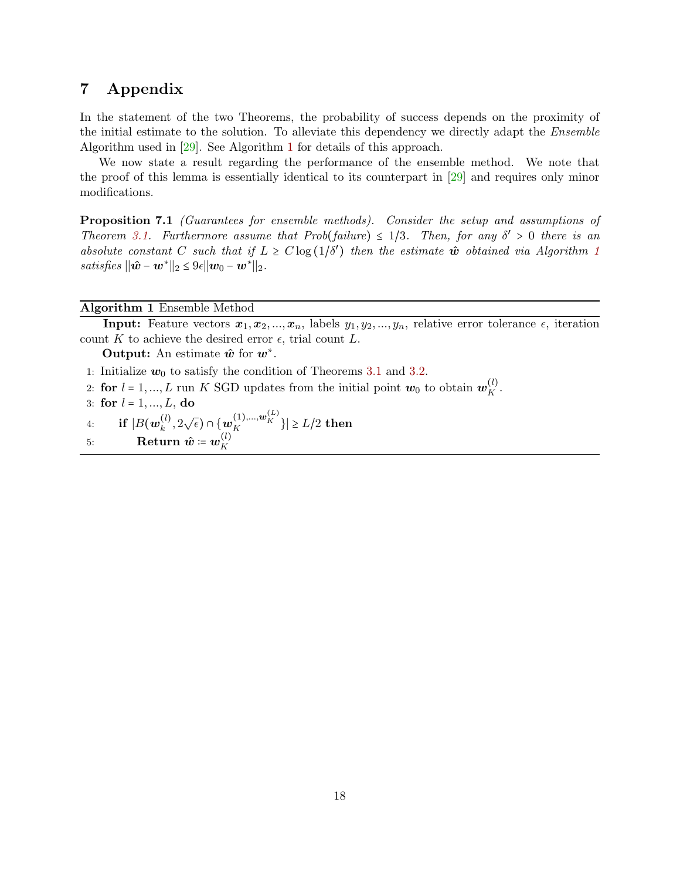# 7 Appendix

In the statement of the two Theorems, the probability of success depends on the proximity of the initial estimate to the solution. To alleviate this dependency we directly adapt the *Ensemble* Algorithm used in [29]. See Algorithm 1 for details of this approach.

We now state a result regarding the performance of the ensemble method. We note that the proof of this lemma is essentially identical to its counterpart in [29] and requires only minor modifications.

**Proposition 7.1** *(Guarantees for ensemble methods). Consider the setup and assumptions of Theorem 3.1. Furthermore assume that Prob(failure) $\leq 1/3$. Then, for any $\delta' > 0$ there is an absolute constant $C$ such that if $L \geq C \log(1/\delta')$ then the estimate $\hat{\boldsymbol{w}}$ obtained via Algorithm 1 satisfies $\|\hat{\boldsymbol{w}} - \boldsymbol{w}^*\|_2 \leq 9\epsilon \|\boldsymbol{w}_0 - \boldsymbol{w}^*\|_2$.*

---

**Algorithm 1** Ensemble Method

**Input:** Feature vectors $\boldsymbol{x}_1, \boldsymbol{x}_2, ..., \boldsymbol{x}_n$, labels $y_1, y_2, ..., y_n$, relative error tolerance $\epsilon$, iteration count $K$ to achieve the desired error $\epsilon$, trial count $L$.

**Output:** An estimate $\hat{\boldsymbol{w}}$ for $\boldsymbol{w}^*$.

1: Initialize $\boldsymbol{w}_0$ to satisfy the condition of Theorems 3.1 and 3.2.

2: **for** $l = 1, ..., L$ run $K$ SGD updates from the initial point $\boldsymbol{w}_0$ to obtain $\boldsymbol{w}_K^{(l)}$.

3: **for** $l = 1, ..., L$, **do**

4: **if** $|B(\boldsymbol{w}_k^{(l)}, 2\sqrt{\epsilon}) \cap \{\boldsymbol{w}_K^{(1),...,\boldsymbol{w}_K^{(L)}}\}| \geq L/2$ **then**

5: **Return** $\hat{\boldsymbol{w}} \coloneqq \boldsymbol{w}_K^{(l)}$

---